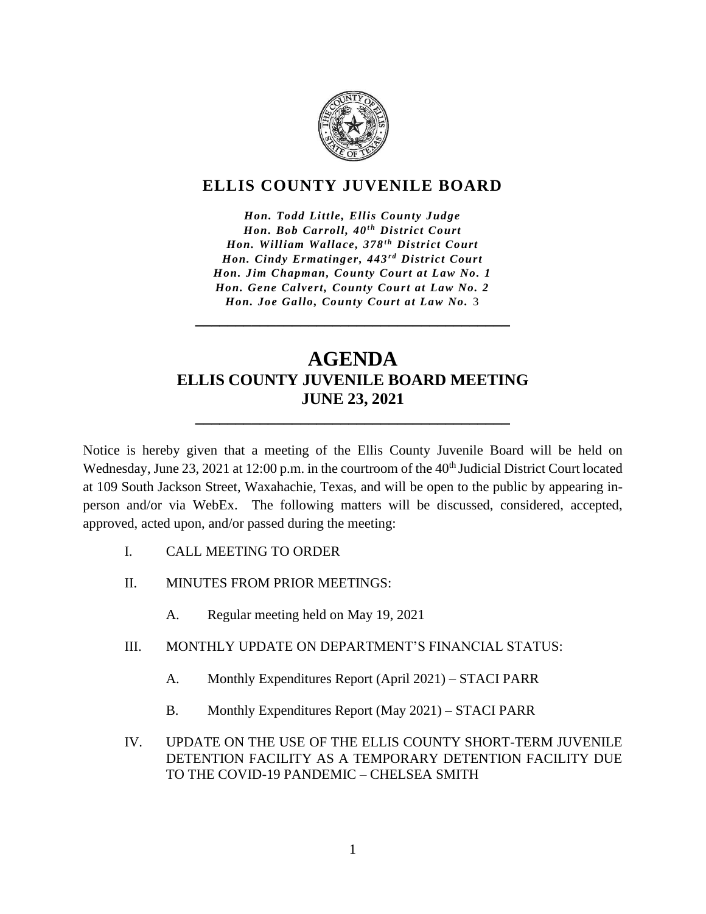# ELLIS COUNTY JUVENILE BOARD

*Hon. Todd Little, Ellis County Judge*
*Hon. Bob Carroll, 40th District Court*
*Hon. William Wallace, 378th District Court*
*Hon. Cindy Ermatinger, 443rd District Court*
*Hon. Jim Chapman, County Court at Law No. 1*
*Hon. Gene Calvert, County Court at Law No. 2*
*Hon. Joe Gallo, County Court at Law No. 3*

---

# AGENDA
## ELLIS COUNTY JUVENILE BOARD MEETING
## JUNE 23, 2021

---

Notice is hereby given that a meeting of the Ellis County Juvenile Board will be held on Wednesday, June 23, 2021 at 12:00 p.m. in the courtroom of the 40th Judicial District Court located at 109 South Jackson Street, Waxahachie, Texas, and will be open to the public by appearing in-person and/or via WebEx. The following matters will be discussed, considered, accepted, approved, acted upon, and/or passed during the meeting:

I. CALL MEETING TO ORDER

II. MINUTES FROM PRIOR MEETINGS:

  A. Regular meeting held on May 19, 2021

III. MONTHLY UPDATE ON DEPARTMENT'S FINANCIAL STATUS:

  A. Monthly Expenditures Report (April 2021) – STACI PARR

  B. Monthly Expenditures Report (May 2021) – STACI PARR

IV. UPDATE ON THE USE OF THE ELLIS COUNTY SHORT-TERM JUVENILE DETENTION FACILITY AS A TEMPORARY DETENTION FACILITY DUE TO THE COVID-19 PANDEMIC – CHELSEA SMITH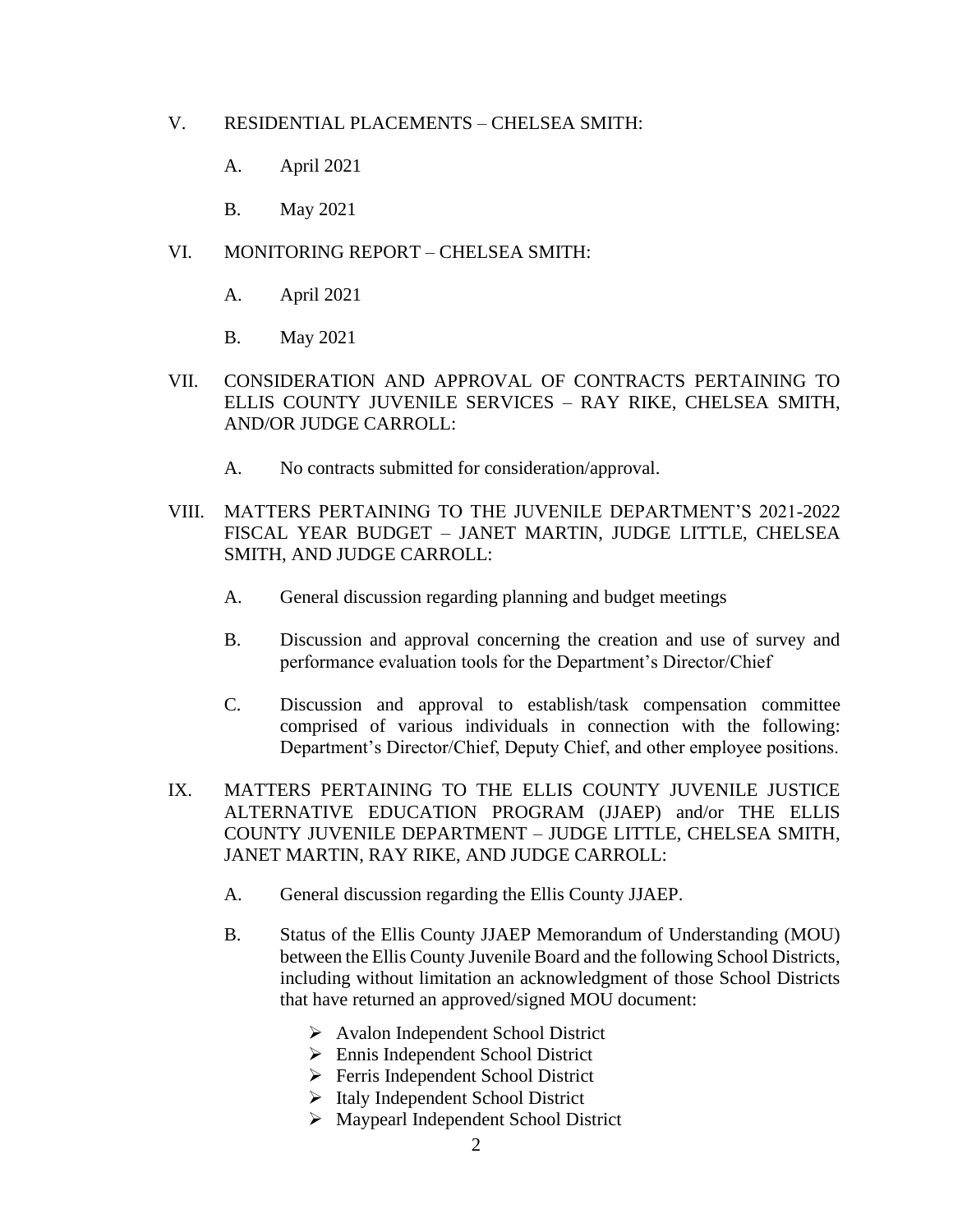V. RESIDENTIAL PLACEMENTS – CHELSEA SMITH:

   A. April 2021

   B. May 2021

VI. MONITORING REPORT – CHELSEA SMITH:

   A. April 2021

   B. May 2021

VII. CONSIDERATION AND APPROVAL OF CONTRACTS PERTAINING TO ELLIS COUNTY JUVENILE SERVICES – RAY RIKE, CHELSEA SMITH, AND/OR JUDGE CARROLL:

   A. No contracts submitted for consideration/approval.

VIII. MATTERS PERTAINING TO THE JUVENILE DEPARTMENT'S 2021-2022 FISCAL YEAR BUDGET – JANET MARTIN, JUDGE LITTLE, CHELSEA SMITH, AND JUDGE CARROLL:

   A. General discussion regarding planning and budget meetings

   B. Discussion and approval concerning the creation and use of survey and performance evaluation tools for the Department's Director/Chief

   C. Discussion and approval to establish/task compensation committee comprised of various individuals in connection with the following: Department's Director/Chief, Deputy Chief, and other employee positions.

IX. MATTERS PERTAINING TO THE ELLIS COUNTY JUVENILE JUSTICE ALTERNATIVE EDUCATION PROGRAM (JJAEP) and/or THE ELLIS COUNTY JUVENILE DEPARTMENT – JUDGE LITTLE, CHELSEA SMITH, JANET MARTIN, RAY RIKE, AND JUDGE CARROLL:

   A. General discussion regarding the Ellis County JJAEP.

   B. Status of the Ellis County JJAEP Memorandum of Understanding (MOU) between the Ellis County Juvenile Board and the following School Districts, including without limitation an acknowledgment of those School Districts that have returned an approved/signed MOU document:

      - Avalon Independent School District
      - Ennis Independent School District
      - Ferris Independent School District
      - Italy Independent School District
      - Maypearl Independent School District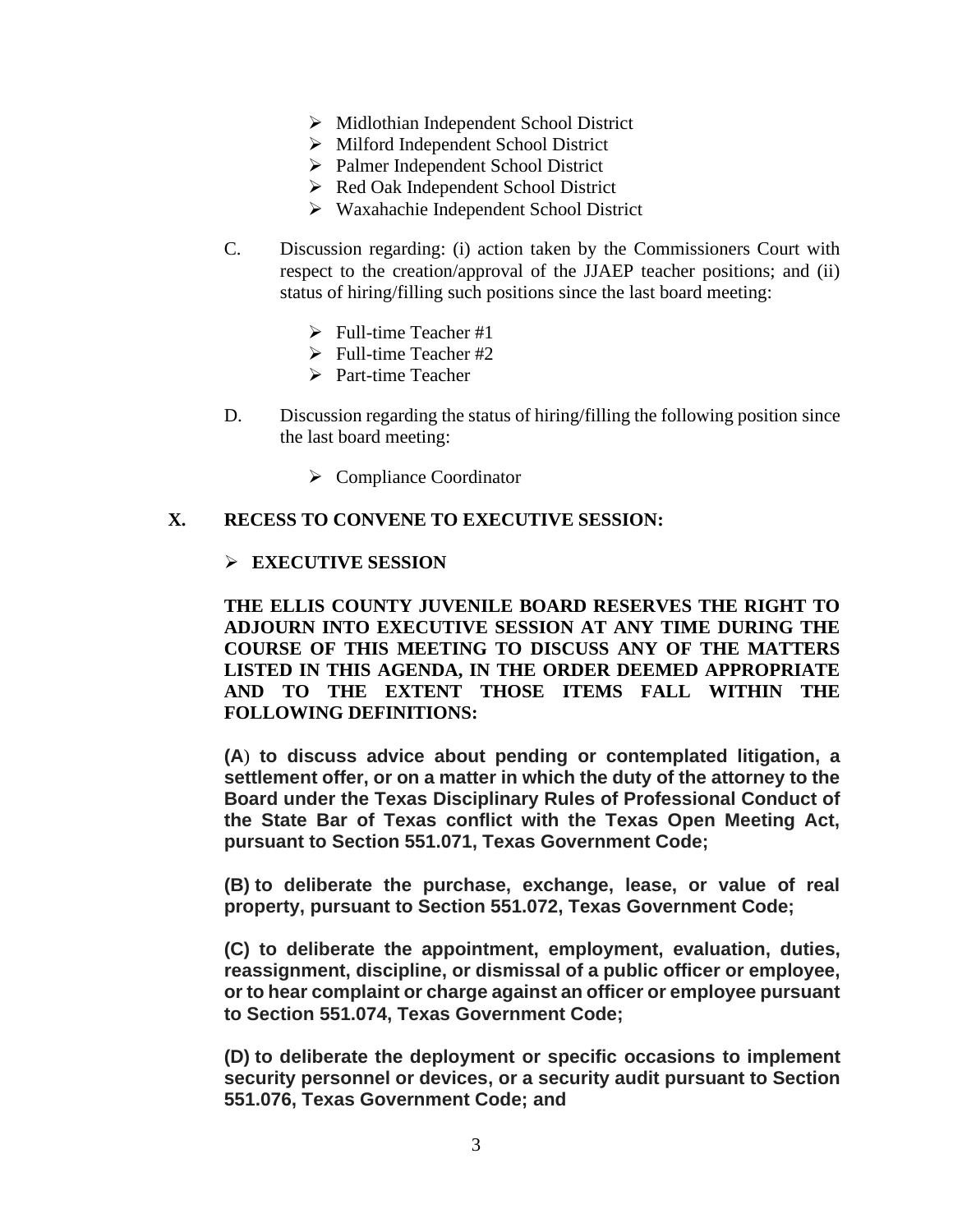- Midlothian Independent School District
- Milford Independent School District
- Palmer Independent School District
- Red Oak Independent School District
- Waxahachie Independent School District

C. Discussion regarding: (i) action taken by the Commissioners Court with respect to the creation/approval of the JJAEP teacher positions; and (ii) status of hiring/filling such positions since the last board meeting:

- Full-time Teacher #1
- Full-time Teacher #2
- Part-time Teacher

D. Discussion regarding the status of hiring/filling the following position since the last board meeting:

- Compliance Coordinator

## X. RECESS TO CONVENE TO EXECUTIVE SESSION:

- **EXECUTIVE SESSION**

**THE ELLIS COUNTY JUVENILE BOARD RESERVES THE RIGHT TO ADJOURN INTO EXECUTIVE SESSION AT ANY TIME DURING THE COURSE OF THIS MEETING TO DISCUSS ANY OF THE MATTERS LISTED IN THIS AGENDA, IN THE ORDER DEEMED APPROPRIATE AND TO THE EXTENT THOSE ITEMS FALL WITHIN THE FOLLOWING DEFINITIONS:**

**(A) to discuss advice about pending or contemplated litigation, a settlement offer, or on a matter in which the duty of the attorney to the Board under the Texas Disciplinary Rules of Professional Conduct of the State Bar of Texas conflict with the Texas Open Meeting Act, pursuant to Section 551.071, Texas Government Code;**

**(B) to deliberate the purchase, exchange, lease, or value of real property, pursuant to Section 551.072, Texas Government Code;**

**(C) to deliberate the appointment, employment, evaluation, duties, reassignment, discipline, or dismissal of a public officer or employee, or to hear complaint or charge against an officer or employee pursuant to Section 551.074, Texas Government Code;**

**(D) to deliberate the deployment or specific occasions to implement security personnel or devices, or a security audit pursuant to Section 551.076, Texas Government Code; and**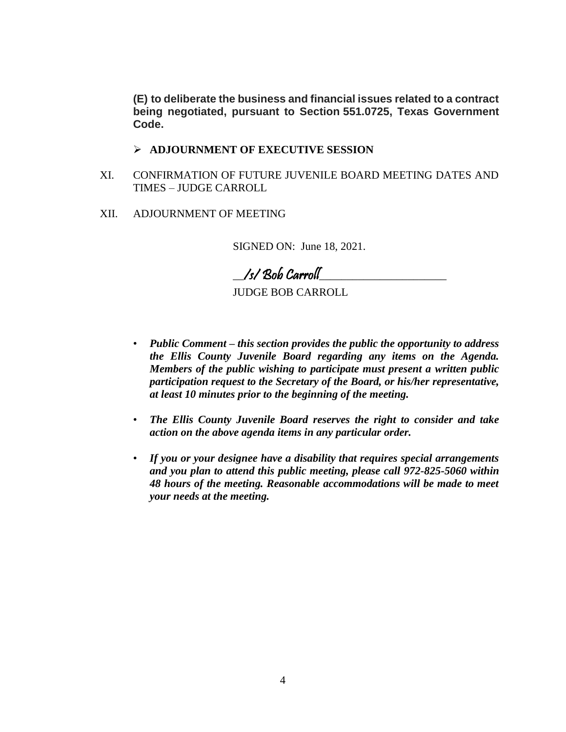**(E) to deliberate the business and financial issues related to a contract being negotiated, pursuant to Section 551.0725, Texas Government Code.**

- **ADJOURNMENT OF EXECUTIVE SESSION**

XI. CONFIRMATION OF FUTURE JUVENILE BOARD MEETING DATES AND TIMES – JUDGE CARROLL

XII. ADJOURNMENT OF MEETING

SIGNED ON: June 18, 2021.

__/s/ Bob Carroll_____________________

JUDGE BOB CARROLL

- ***Public Comment – this section provides the public the opportunity to address the Ellis County Juvenile Board regarding any items on the Agenda. Members of the public wishing to participate must present a written public participation request to the Secretary of the Board, or his/her representative, at least 10 minutes prior to the beginning of the meeting.***
- ***The Ellis County Juvenile Board reserves the right to consider and take action on the above agenda items in any particular order.***
- ***If you or your designee have a disability that requires special arrangements and you plan to attend this public meeting, please call 972-825-5060 within 48 hours of the meeting. Reasonable accommodations will be made to meet your needs at the meeting.***